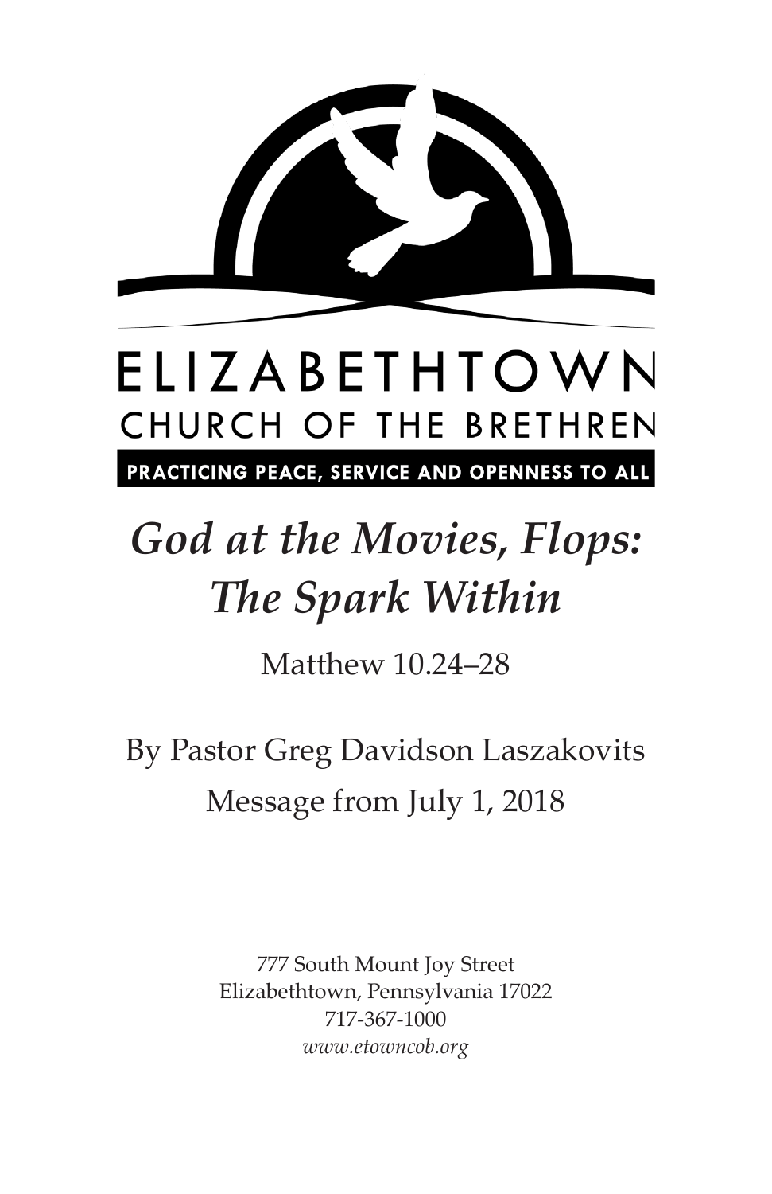ELIZABETHTOWN

CHURCH OF THE BRETHREN

PRACTICING PEACE, SERVICE AND OPENNESS TO ALL

# *God at the Movies, Flops: The Spark Within*

Matthew 10.24–28

By Pastor Greg Davidson Laszakovits

Message from July 1, 2018

777 South Mount Joy Street
Elizabethtown, Pennsylvania 17022
717-367-1000
*www.etowncob.org*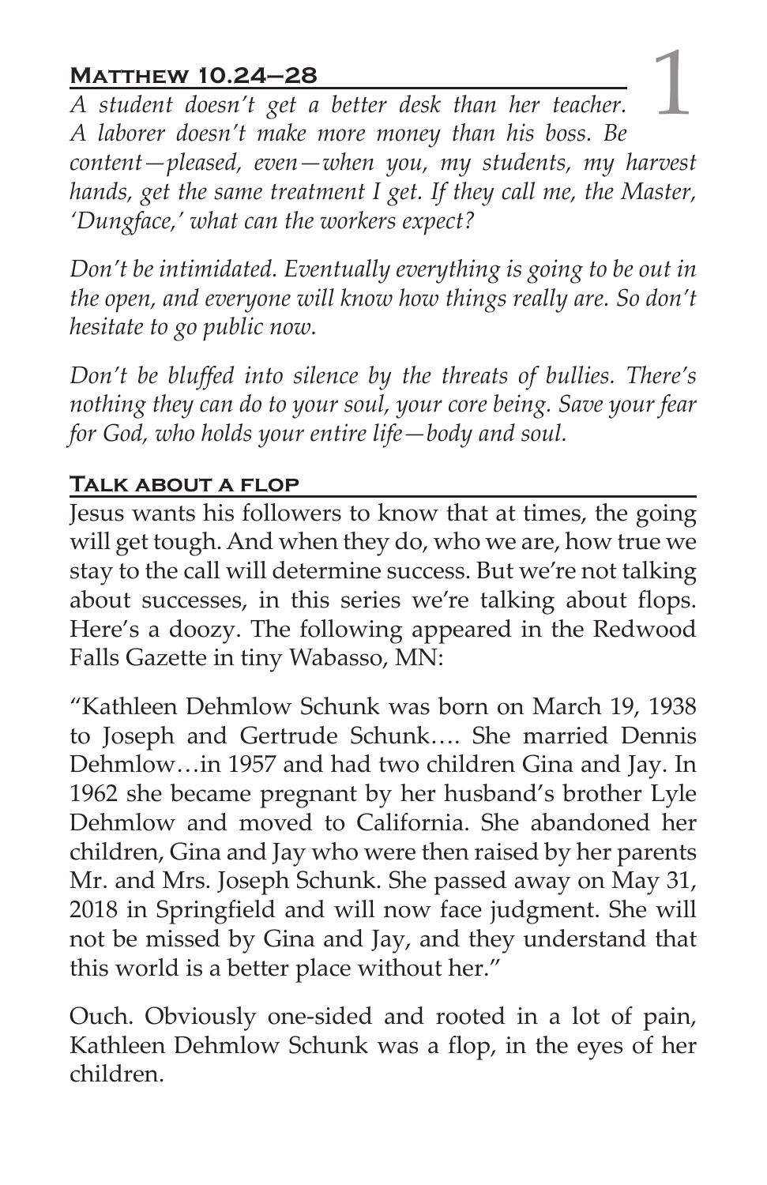# 1

## Matthew 10.24–28

*A student doesn't get a better desk than her teacher. A laborer doesn't make more money than his boss. Be content—pleased, even—when you, my students, my harvest hands, get the same treatment I get. If they call me, the Master, 'Dungface,' what can the workers expect?*

*Don't be intimidated. Eventually everything is going to be out in the open, and everyone will know how things really are. So don't hesitate to go public now.*

*Don't be bluffed into silence by the threats of bullies. There's nothing they can do to your soul, your core being. Save your fear for God, who holds your entire life—body and soul.*

## Talk about a flop

Jesus wants his followers to know that at times, the going will get tough. And when they do, who we are, how true we stay to the call will determine success. But we're not talking about successes, in this series we're talking about flops. Here's a doozy. The following appeared in the Redwood Falls Gazette in tiny Wabasso, MN:

"Kathleen Dehmlow Schunk was born on March 19, 1938 to Joseph and Gertrude Schunk…. She married Dennis Dehmlow…in 1957 and had two children Gina and Jay. In 1962 she became pregnant by her husband's brother Lyle Dehmlow and moved to California. She abandoned her children, Gina and Jay who were then raised by her parents Mr. and Mrs. Joseph Schunk. She passed away on May 31, 2018 in Springfield and will now face judgment. She will not be missed by Gina and Jay, and they understand that this world is a better place without her."

Ouch. Obviously one-sided and rooted in a lot of pain, Kathleen Dehmlow Schunk was a flop, in the eyes of her children.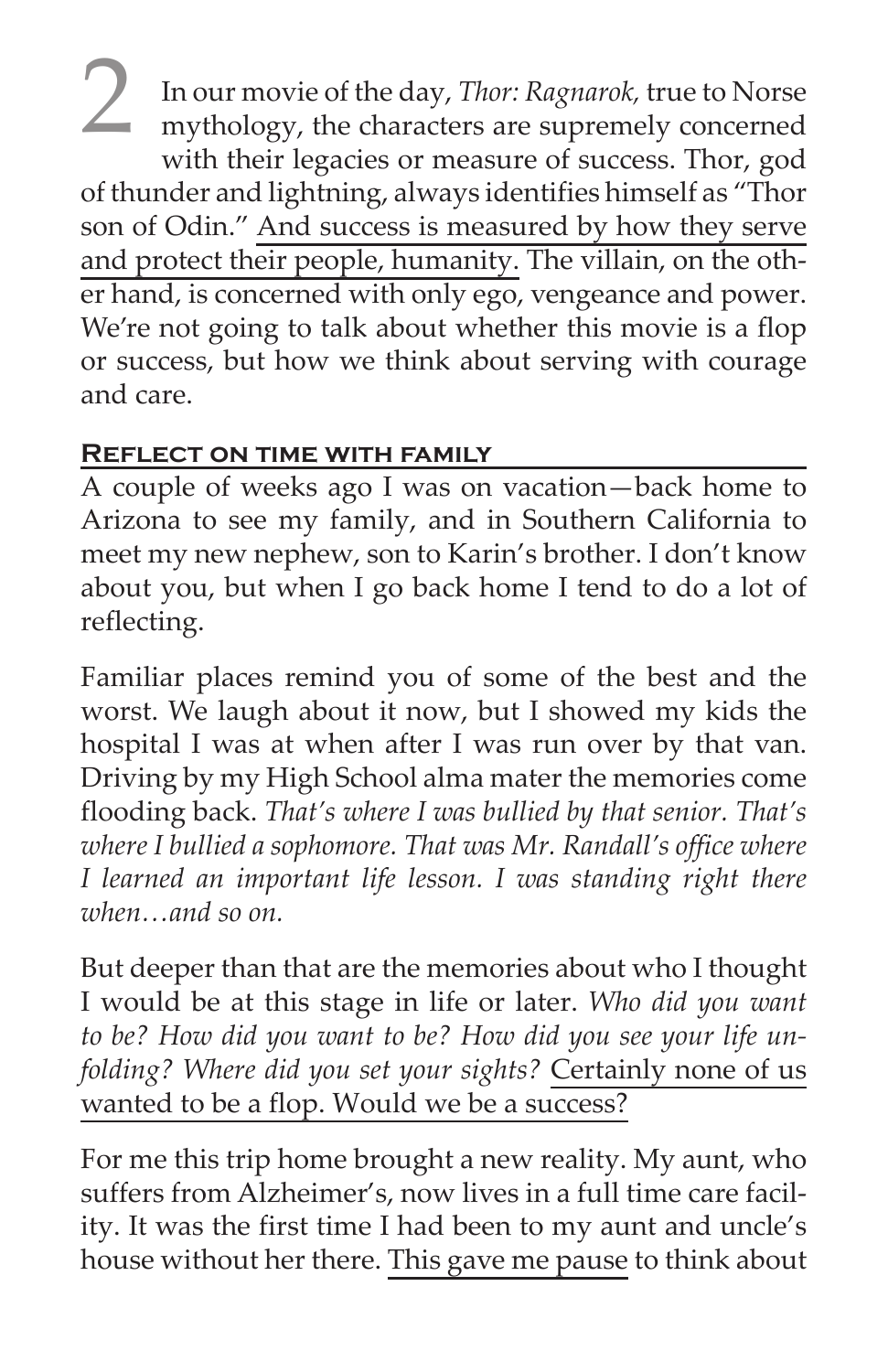2 In our movie of the day, *Thor: Ragnarok,* true to Norse mythology, the characters are supremely concerned with their legacies or measure of success. Thor, god of thunder and lightning, always identifies himself as "Thor son of Odin." <u>And success is measured by how they serve and protect their people, humanity.</u> The villain, on the other hand, is concerned with only ego, vengeance and power. We're not going to talk about whether this movie is a flop or success, but how we think about serving with courage and care.

### **Reflect on time with family**

A couple of weeks ago I was on vacation—back home to Arizona to see my family, and in Southern California to meet my new nephew, son to Karin's brother. I don't know about you, but when I go back home I tend to do a lot of reflecting.

Familiar places remind you of some of the best and the worst. We laugh about it now, but I showed my kids the hospital I was at when after I was run over by that van. Driving by my High School alma mater the memories come flooding back. *That's where I was bullied by that senior. That's where I bullied a sophomore. That was Mr. Randall's office where I learned an important life lesson. I was standing right there when…and so on.*

But deeper than that are the memories about who I thought I would be at this stage in life or later. *Who did you want to be? How did you want to be? How did you see your life unfolding? Where did you set your sights?* <u>Certainly none of us wanted to be a flop. Would we be a success?</u>

For me this trip home brought a new reality. My aunt, who suffers from Alzheimer's, now lives in a full time care facility. It was the first time I had been to my aunt and uncle's house without her there. <u>This gave me pause</u> to think about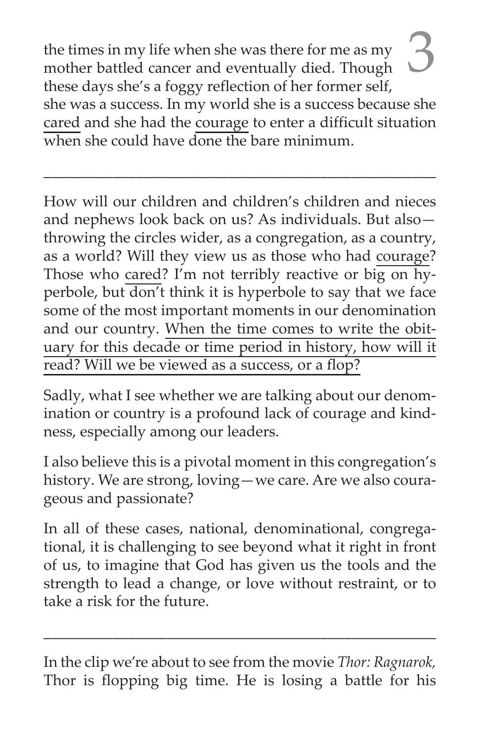the times in my life when she was there for me as my mother battled cancer and eventually died. Though these days she's a foggy reflection of her former self, she was a success. In my world she is a success because she <u>cared</u> and she had the <u>courage</u> to enter a difficult situation when she could have done the bare minimum.

---

How will our children and children's children and nieces and nephews look back on us? As individuals. But also—throwing the circles wider, as a congregation, as a country, as a world? Will they view us as those who had <u>courage</u>? Those who <u>cared</u>? I'm not terribly reactive or big on hyperbole, but don't think it is hyperbole to say that we face some of the most important moments in our denomination and our country. <u>When the time comes to write the obituary for this decade or time period in history, how will it read? Will we be viewed as a success, or a flop?</u>

Sadly, what I see whether we are talking about our denomination or country is a profound lack of courage and kindness, especially among our leaders.

I also believe this is a pivotal moment in this congregation's history. We are strong, loving—we care. Are we also courageous and passionate?

In all of these cases, national, denominational, congregational, it is challenging to see beyond what it right in front of us, to imagine that God has given us the tools and the strength to lead a change, or love without restraint, or to take a risk for the future.

---

In the clip we're about to see from the movie *Thor: Ragnarok,* Thor is flopping big time. He is losing a battle for his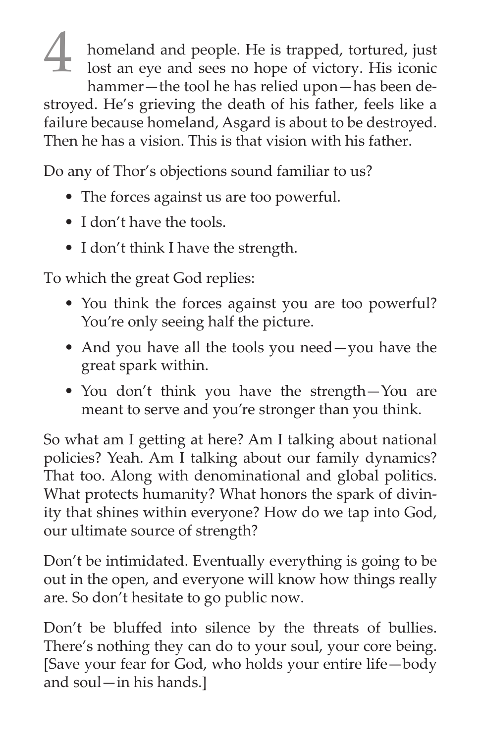4 homeland and people. He is trapped, tortured, just lost an eye and sees no hope of victory. His iconic hammer—the tool he has relied upon—has been destroyed. He's grieving the death of his father, feels like a failure because homeland, Asgard is about to be destroyed. Then he has a vision. This is that vision with his father.

Do any of Thor's objections sound familiar to us?

- The forces against us are too powerful.
- I don't have the tools.
- I don't think I have the strength.

To which the great God replies:

- You think the forces against you are too powerful? You're only seeing half the picture.
- And you have all the tools you need—you have the great spark within.
- You don't think you have the strength—You are meant to serve and you're stronger than you think.

So what am I getting at here? Am I talking about national policies? Yeah. Am I talking about our family dynamics? That too. Along with denominational and global politics. What protects humanity? What honors the spark of divinity that shines within everyone? How do we tap into God, our ultimate source of strength?

Don't be intimidated. Eventually everything is going to be out in the open, and everyone will know how things really are. So don't hesitate to go public now.

Don't be bluffed into silence by the threats of bullies. There's nothing they can do to your soul, your core being. [Save your fear for God, who holds your entire life—body and soul—in his hands.]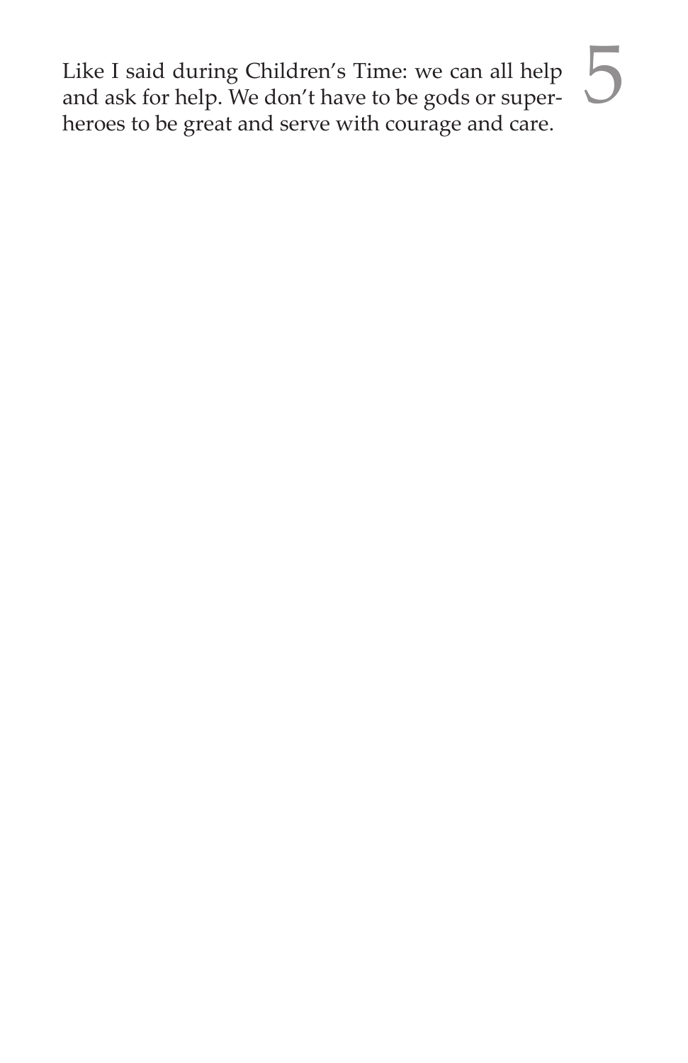Like I said during Children's Time: we can all help and ask for help. We don't have to be gods or superheroes to be great and serve with courage and care.